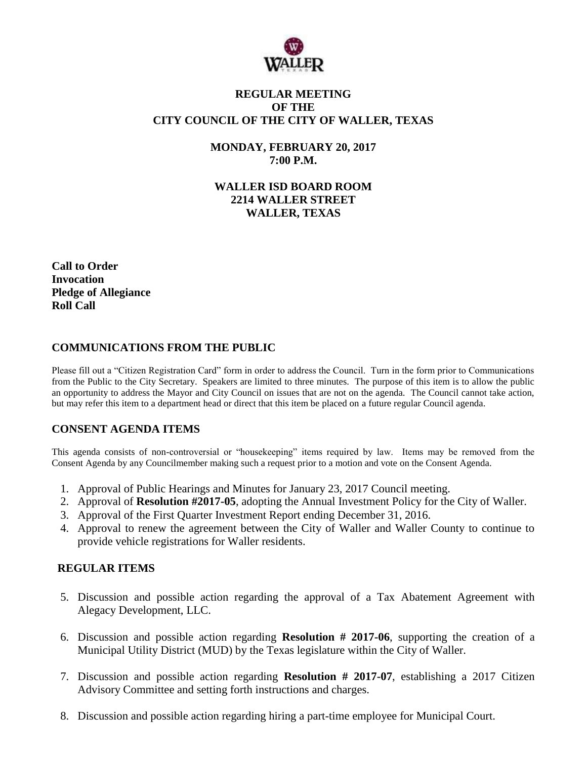# REGULAR MEETING
# OF THE
# CITY COUNCIL OF THE CITY OF WALLER, TEXAS

**MONDAY, FEBRUARY 20, 2017**
**7:00 P.M.**

**WALLER ISD BOARD ROOM**
**2214 WALLER STREET**
**WALLER, TEXAS**

**Call to Order**
**Invocation**
**Pledge of Allegiance**
**Roll Call**

## COMMUNICATIONS FROM THE PUBLIC

Please fill out a "Citizen Registration Card" form in order to address the Council. Turn in the form prior to Communications from the Public to the City Secretary. Speakers are limited to three minutes. The purpose of this item is to allow the public an opportunity to address the Mayor and City Council on issues that are not on the agenda. The Council cannot take action, but may refer this item to a department head or direct that this item be placed on a future regular Council agenda.

## CONSENT AGENDA ITEMS

This agenda consists of non-controversial or "housekeeping" items required by law. Items may be removed from the Consent Agenda by any Councilmember making such a request prior to a motion and vote on the Consent Agenda.

1. Approval of Public Hearings and Minutes for January 23, 2017 Council meeting.
2. Approval of **Resolution #2017-05**, adopting the Annual Investment Policy for the City of Waller.
3. Approval of the First Quarter Investment Report ending December 31, 2016.
4. Approval to renew the agreement between the City of Waller and Waller County to continue to provide vehicle registrations for Waller residents.

## REGULAR ITEMS

5. Discussion and possible action regarding the approval of a Tax Abatement Agreement with Alegacy Development, LLC.

6. Discussion and possible action regarding **Resolution # 2017-06**, supporting the creation of a Municipal Utility District (MUD) by the Texas legislature within the City of Waller.

7. Discussion and possible action regarding **Resolution # 2017-07**, establishing a 2017 Citizen Advisory Committee and setting forth instructions and charges.

8. Discussion and possible action regarding hiring a part-time employee for Municipal Court.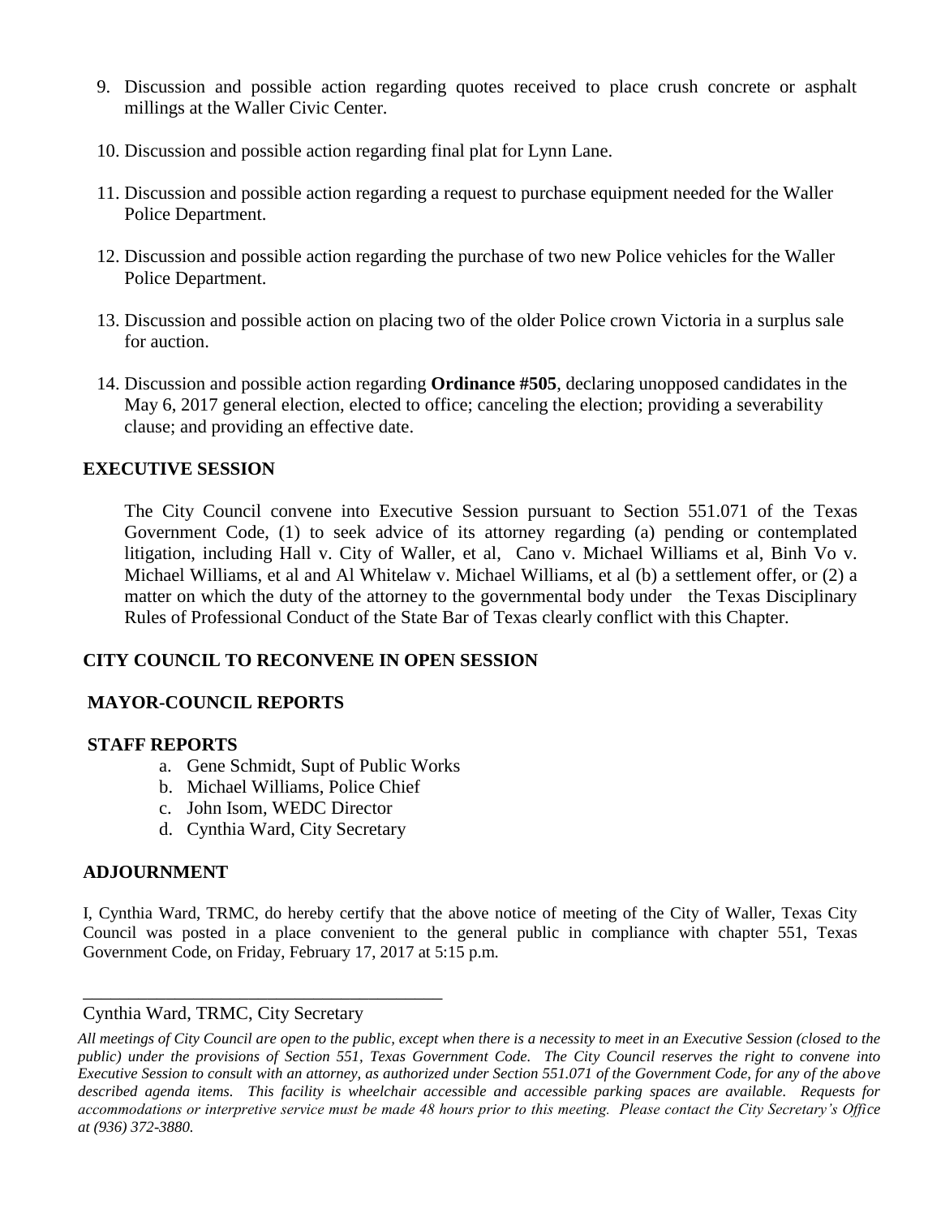9. Discussion and possible action regarding quotes received to place crush concrete or asphalt millings at the Waller Civic Center.

10. Discussion and possible action regarding final plat for Lynn Lane.

11. Discussion and possible action regarding a request to purchase equipment needed for the Waller Police Department.

12. Discussion and possible action regarding the purchase of two new Police vehicles for the Waller Police Department.

13. Discussion and possible action on placing two of the older Police crown Victoria in a surplus sale for auction.

14. Discussion and possible action regarding **Ordinance #505**, declaring unopposed candidates in the May 6, 2017 general election, elected to office; canceling the election; providing a severability clause; and providing an effective date.

**EXECUTIVE SESSION**

The City Council convene into Executive Session pursuant to Section 551.071 of the Texas Government Code, (1) to seek advice of its attorney regarding (a) pending or contemplated litigation, including Hall v. City of Waller, et al, Cano v. Michael Williams et al, Binh Vo v. Michael Williams, et al and Al Whitelaw v. Michael Williams, et al (b) a settlement offer, or (2) a matter on which the duty of the attorney to the governmental body under the Texas Disciplinary Rules of Professional Conduct of the State Bar of Texas clearly conflict with this Chapter.

**CITY COUNCIL TO RECONVENE IN OPEN SESSION**

**MAYOR-COUNCIL REPORTS**

**STAFF REPORTS**

a. Gene Schmidt, Supt of Public Works
b. Michael Williams, Police Chief
c. John Isom, WEDC Director
d. Cynthia Ward, City Secretary

**ADJOURNMENT**

I, Cynthia Ward, TRMC, do hereby certify that the above notice of meeting of the City of Waller, Texas City Council was posted in a place convenient to the general public in compliance with chapter 551, Texas Government Code, on Friday, February 17, 2017 at 5:15 p.m.

\_\_\_\_\_\_\_\_\_\_\_\_\_\_\_\_\_\_\_\_\_\_\_\_\_\_\_\_\_\_\_\_\_\_\_\_\_\_\_\_\_

Cynthia Ward, TRMC, City Secretary

*All meetings of City Council are open to the public, except when there is a necessity to meet in an Executive Session (closed to the public) under the provisions of Section 551, Texas Government Code. The City Council reserves the right to convene into Executive Session to consult with an attorney, as authorized under Section 551.071 of the Government Code, for any of the above described agenda items. This facility is wheelchair accessible and accessible parking spaces are available. Requests for accommodations or interpretive service must be made 48 hours prior to this meeting. Please contact the City Secretary's Office at (936) 372-3880.*